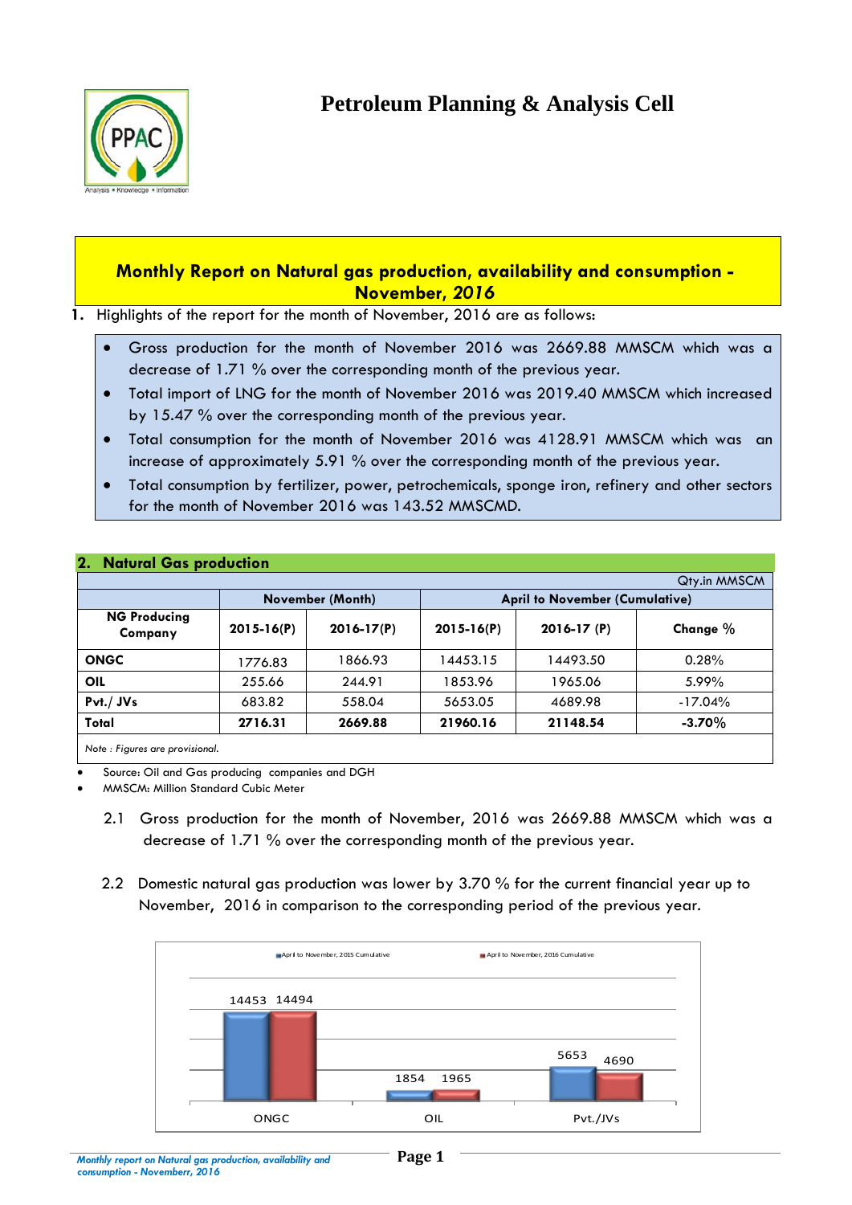# Petroleum Planning & Analysis Cell

## Monthly Report on Natural gas production, availability and consumption - November, *2016*

**1.** Highlights of the report for the month of November, 2016 are as follows:

- Gross production for the month of November 2016 was 2669.88 MMSCM which was a decrease of 1.71 % over the corresponding month of the previous year.
- Total import of LNG for the month of November 2016 was 2019.40 MMSCM which increased by 15.47 % over the corresponding month of the previous year.
- Total consumption for the month of November 2016 was 4128.91 MMSCM which was an increase of approximately 5.91 % over the corresponding month of the previous year.
- Total consumption by fertilizer, power, petrochemicals, sponge iron, refinery and other sectors for the month of November 2016 was 143.52 MMSCMD.

## 2. Natural Gas production

Qty.in MMSCM

| NG Producing Company | November (Month) | | April to November (Cumulative) | | |
|---|---|---|---|---|---|
| | 2015-16(P) | 2016-17(P) | 2015-16(P) | 2016-17 (P) | Change % |
| **ONGC** | 1776.83 | 1866.93 | 14453.15 | 14493.50 | 0.28% |
| **OIL** | 255.66 | 244.91 | 1853.96 | 1965.06 | 5.99% |
| **Pvt./ JVs** | 683.82 | 558.04 | 5653.05 | 4689.98 | -17.04% |
| **Total** | **2716.31** | **2669.88** | **21960.16** | **21148.54** | **-3.70%** |

*Note : Figures are provisional.*

- Source: Oil and Gas producing companies and DGH
- MMSCM: Million Standard Cubic Meter

2.1 Gross production for the month of November, 2016 was 2669.88 MMSCM which was a decrease of 1.71 % over the corresponding month of the previous year.

2.2 Domestic natural gas production was lower by 3.70 % for the current financial year up to November, 2016 in comparison to the corresponding period of the previous year.

| | April to November, 2015 Cumulative | April to November, 2016 Cumulative |
|---|---|---|
| ONGC | 14453 | 14494 |
| OIL | 1854 | 1965 |
| Pvt./JVs | 5653 | 4690 |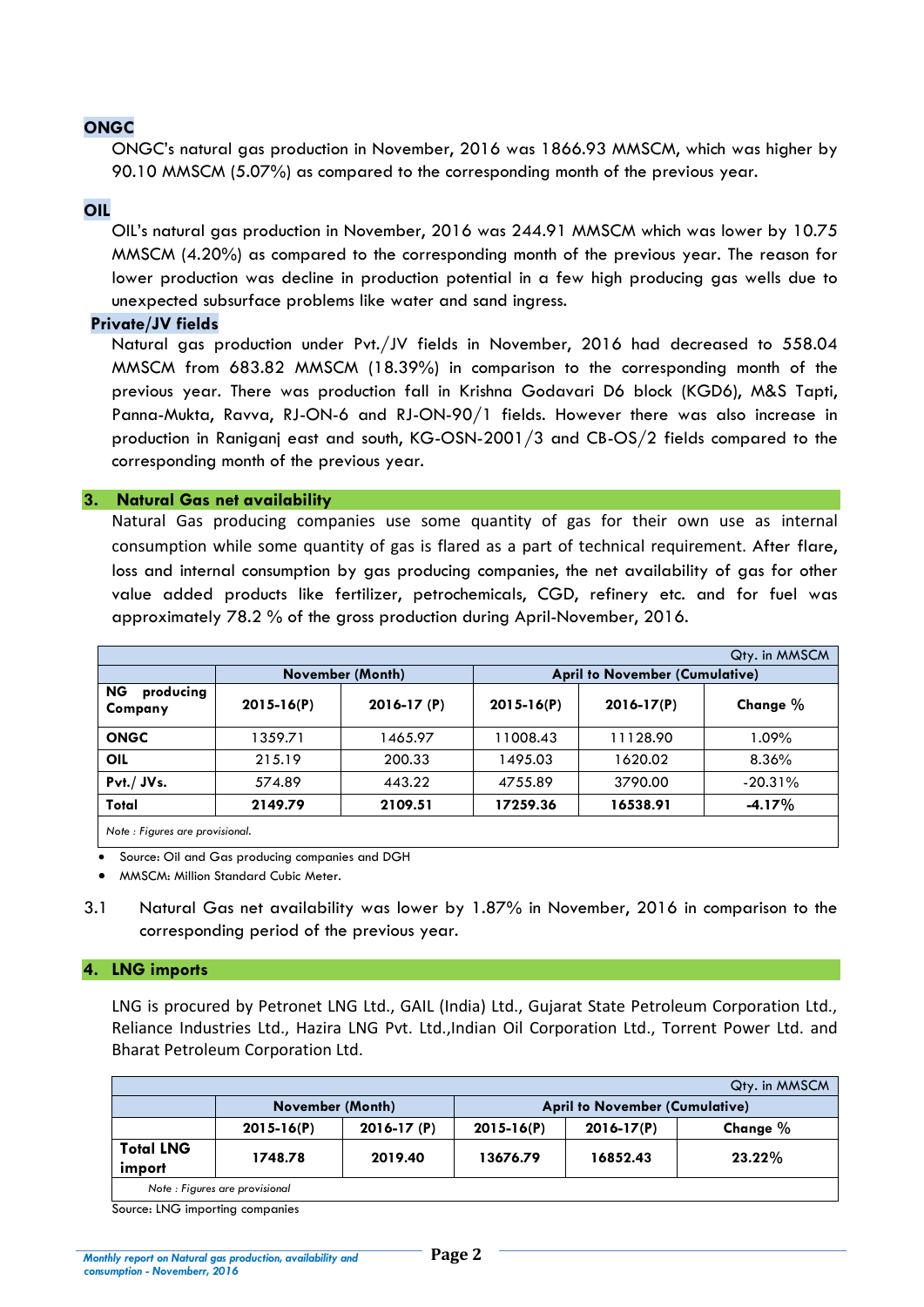### ONGC

ONGC's natural gas production in November, 2016 was 1866.93 MMSCM, which was higher by 90.10 MMSCM (5.07%) as compared to the corresponding month of the previous year.

### OIL

OIL's natural gas production in November, 2016 was 244.91 MMSCM which was lower by 10.75 MMSCM (4.20%) as compared to the corresponding month of the previous year. The reason for lower production was decline in production potential in a few high producing gas wells due to unexpected subsurface problems like water and sand ingress.

### Private/JV fields

Natural gas production under Pvt./JV fields in November, 2016 had decreased to 558.04 MMSCM from 683.82 MMSCM (18.39%) in comparison to the corresponding month of the previous year. There was production fall in Krishna Godavari D6 block (KGD6), M&S Tapti, Panna-Mukta, Ravva, RJ-ON-6 and RJ-ON-90/1 fields. However there was also increase in production in Raniganj east and south, KG-OSN-2001/3 and CB-OS/2 fields compared to the corresponding month of the previous year.

## 3. Natural Gas net availability

Natural Gas producing companies use some quantity of gas for their own use as internal consumption while some quantity of gas is flared as a part of technical requirement. After flare, loss and internal consumption by gas producing companies, the net availability of gas for other value added products like fertilizer, petrochemicals, CGD, refinery etc. and for fuel was approximately 78.2 % of the gross production during April-November, 2016.

Qty. in MMSCM

| NG producing Company | November (Month) | | April to November (Cumulative) | | |
|---|---|---|---|---|---|
| | 2015-16(P) | 2016-17 (P) | 2015-16(P) | 2016-17(P) | Change % |
| **ONGC** | 1359.71 | 1465.97 | 11008.43 | 11128.90 | 1.09% |
| **OIL** | 215.19 | 200.33 | 1495.03 | 1620.02 | 8.36% |
| **Pvt./ JVs.** | 574.89 | 443.22 | 4755.89 | 3790.00 | -20.31% |
| **Total** | **2149.79** | **2109.51** | **17259.36** | **16538.91** | **-4.17%** |

*Note : Figures are provisional.*

- Source: Oil and Gas producing companies and DGH
- MMSCM: Million Standard Cubic Meter.

3.1 Natural Gas net availability was lower by 1.87% in November, 2016 in comparison to the corresponding period of the previous year.

## 4. LNG imports

LNG is procured by Petronet LNG Ltd., GAIL (India) Ltd., Gujarat State Petroleum Corporation Ltd., Reliance Industries Ltd., Hazira LNG Pvt. Ltd.,Indian Oil Corporation Ltd., Torrent Power Ltd. and Bharat Petroleum Corporation Ltd.

Qty. in MMSCM

| | November (Month) | | April to November (Cumulative) | | |
|---|---|---|---|---|---|
| | 2015-16(P) | 2016-17 (P) | 2015-16(P) | 2016-17(P) | Change % |
| **Total LNG import** | **1748.78** | **2019.40** | **13676.79** | **16852.43** | **23.22%** |

*Note : Figures are provisional*

Source: LNG importing companies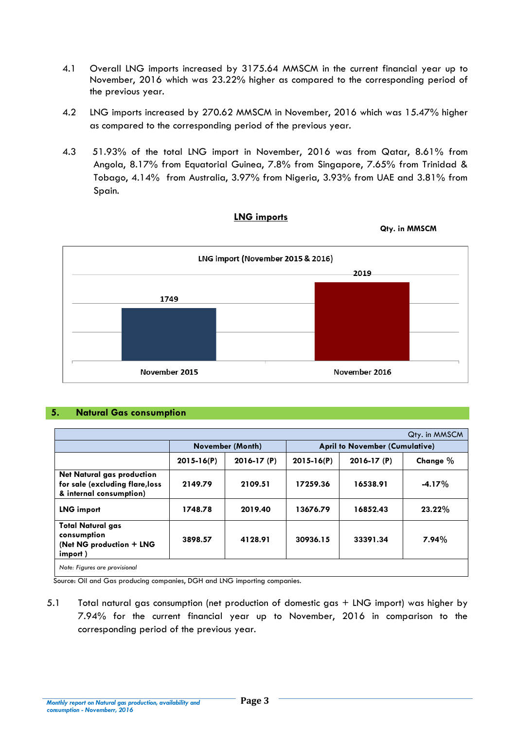4.1 Overall LNG imports increased by 3175.64 MMSCM in the current financial year up to November, 2016 which was 23.22% higher as compared to the corresponding period of the previous year.

4.2 LNG imports increased by 270.62 MMSCM in November, 2016 which was 15.47% higher as compared to the corresponding period of the previous year.

4.3 51.93% of the total LNG import in November, 2016 was from Qatar, 8.61% from Angola, 8.17% from Equatorial Guinea, 7.8% from Singapore, 7.65% from Trinidad & Tobago, 4.14% from Australia, 3.97% from Nigeria, 3.93% from UAE and 3.81% from Spain.

**LNG imports**

**Qty. in MMSCM**

LNG import (November 2015 & 2016)

| | November 2015 | November 2016 |
|---|---|---|
| LNG import | 1749 | 2019 |

## 5. Natural Gas consumption

Qty. in MMSCM

| | November (Month) | | April to November (Cumulative) | | |
|---|---|---|---|---|---|
| | 2015-16(P) | 2016-17 (P) | 2015-16(P) | 2016-17 (P) | Change % |
| **Net Natural gas production for sale (excluding flare,loss & internal consumption)** | 2149.79 | 2109.51 | 17259.36 | 16538.91 | -4.17% |
| **LNG import** | 1748.78 | 2019.40 | 13676.79 | 16852.43 | 23.22% |
| **Total Natural gas consumption (Net NG production + LNG import )** | 3898.57 | 4128.91 | 30936.15 | 33391.34 | 7.94% |

*Note: Figures are provisional*

Source: Oil and Gas producing companies, DGH and LNG importing companies.

5.1 Total natural gas consumption (net production of domestic gas + LNG import) was higher by 7.94% for the current financial year up to November, 2016 in comparison to the corresponding period of the previous year.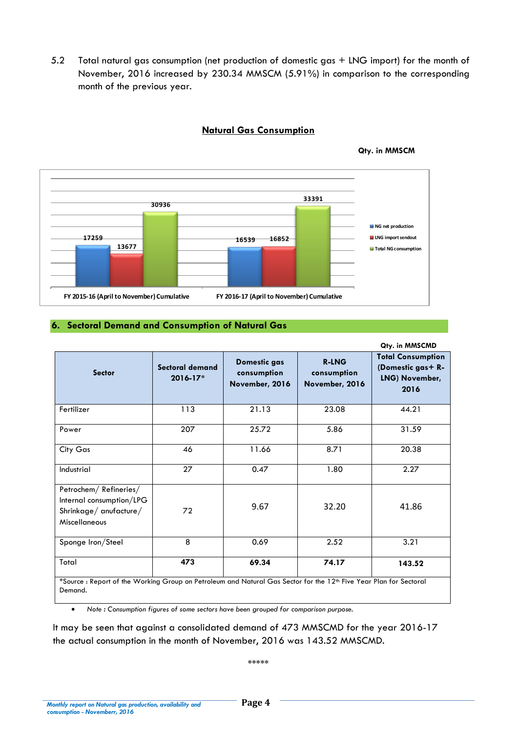5.2 Total natural gas consumption (net production of domestic gas + LNG import) for the month of November, 2016 increased by 230.34 MMSCM (5.91%) in comparison to the corresponding month of the previous year.

**Natural Gas Consumption**

**Qty. in MMSCM**

17259
13677
30936
16539
16852
33391
FY 2015-16 (April to November) Cumulative
FY 2016-17 (April to November) Cumulative
NG net production
LNG import sendout
Total NG consumption

## 6. Sectoral Demand and Consumption of Natural Gas

**Qty. in MMSCMD**

| Sector | Sectoral demand 2016-17* | Domestic gas consumption November, 2016 | R-LNG consumption November, 2016 | Total Consumption (Domestic gas+ R-LNG) November, 2016 |
|---|---|---|---|---|
| Fertilizer | 113 | 21.13 | 23.08 | 44.21 |
| Power | 207 | 25.72 | 5.86 | 31.59 |
| City Gas | 46 | 11.66 | 8.71 | 20.38 |
| Industrial | 27 | 0.47 | 1.80 | 2.27 |
| Petrochem/ Refineries/ Internal consumption/LPG Shrinkage/ anufacture/ Miscellaneous | 72 | 9.67 | 32.20 | 41.86 |
| Sponge Iron/Steel | 8 | 0.69 | 2.52 | 3.21 |
| Total | **473** | **69.34** | **74.17** | **143.52** |

*Source : Report of the Working Group on Petroleum and Natural Gas Sector for the 12th Five Year Plan for Sectoral Demand.

- *Note : Consumption figures of some sectors have been grouped for comparison purpose.*

It may be seen that against a consolidated demand of 473 MMSCMD for the year 2016-17 the actual consumption in the month of November, 2016 was 143.52 MMSCMD.

*****